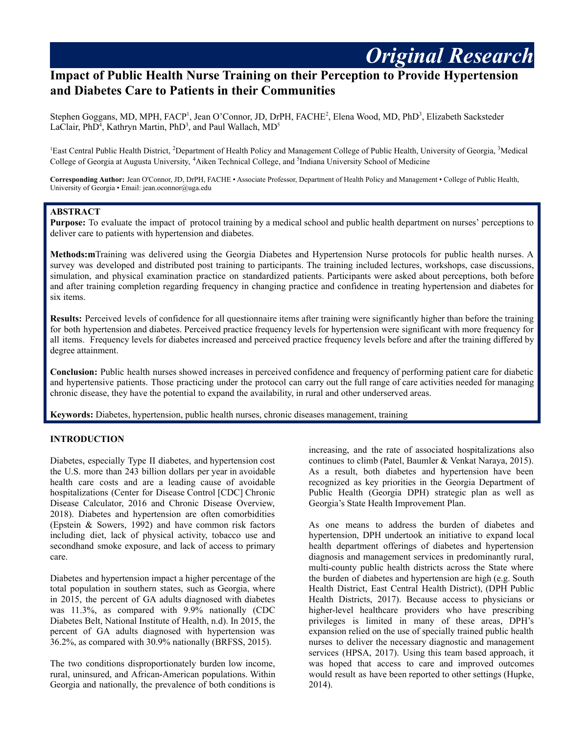*Original Research*

# Impact of Public Health Nurse Training on their Perception to Provide Hypertension and Diabetes Care to Patients in their Communities

Stephen Goggans, MD, MPH, FACP[1], Jean O'Connor, JD, DrPH, FACHE[2], Elena Wood, MD, PhD[3], Elizabeth Sacksteder LaClair, PhD[4], Kathryn Martin, PhD[3], and Paul Wallach, MD[5]

[1]East Central Public Health District, [2]Department of Health Policy and Management College of Public Health, University of Georgia, [3]Medical College of Georgia at Augusta University, [4]Aiken Technical College, and [5]Indiana University School of Medicine

**Corresponding Author:** Jean O'Connor, JD, DrPH, FACHE • Associate Professor, Department of Health Policy and Management • College of Public Health, University of Georgia • Email: jean.oconnor@uga.edu

## ABSTRACT

**Purpose:** To evaluate the impact of protocol training by a medical school and public health department on nurses' perceptions to deliver care to patients with hypertension and diabetes.

**Methods:m**Training was delivered using the Georgia Diabetes and Hypertension Nurse protocols for public health nurses. A survey was developed and distributed post training to participants. The training included lectures, workshops, case discussions, simulation, and physical examination practice on standardized patients. Participants were asked about perceptions, both before and after training completion regarding frequency in changing practice and confidence in treating hypertension and diabetes for six items.

**Results:** Perceived levels of confidence for all questionnaire items after training were significantly higher than before the training for both hypertension and diabetes. Perceived practice frequency levels for hypertension were significant with more frequency for all items. Frequency levels for diabetes increased and perceived practice frequency levels before and after the training differed by degree attainment.

**Conclusion:** Public health nurses showed increases in perceived confidence and frequency of performing patient care for diabetic and hypertensive patients. Those practicing under the protocol can carry out the full range of care activities needed for managing chronic disease, they have the potential to expand the availability, in rural and other underserved areas.

**Keywords:** Diabetes, hypertension, public health nurses, chronic diseases management, training

## INTRODUCTION

Diabetes, especially Type II diabetes, and hypertension cost the U.S. more than 243 billion dollars per year in avoidable health care costs and are a leading cause of avoidable hospitalizations (Center for Disease Control [CDC] Chronic Disease Calculator, 2016 and Chronic Disease Overview, 2018). Diabetes and hypertension are often comorbidities (Epstein & Sowers, 1992) and have common risk factors including diet, lack of physical activity, tobacco use and secondhand smoke exposure, and lack of access to primary care.

Diabetes and hypertension impact a higher percentage of the total population in southern states, such as Georgia, where in 2015, the percent of GA adults diagnosed with diabetes was 11.3%, as compared with 9.9% nationally (CDC Diabetes Belt, National Institute of Health, n.d). In 2015, the percent of GA adults diagnosed with hypertension was 36.2%, as compared with 30.9% nationally (BRFSS, 2015).

The two conditions disproportionately burden low income, rural, uninsured, and African-American populations. Within Georgia and nationally, the prevalence of both conditions is increasing, and the rate of associated hospitalizations also continues to climb (Patel, Baumler & Venkat Naraya, 2015). As a result, both diabetes and hypertension have been recognized as key priorities in the Georgia Department of Public Health (Georgia DPH) strategic plan as well as Georgia's State Health Improvement Plan.

As one means to address the burden of diabetes and hypertension, DPH undertook an initiative to expand local health department offerings of diabetes and hypertension diagnosis and management services in predominantly rural, multi-county public health districts across the State where the burden of diabetes and hypertension are high (e.g. South Health District, East Central Health District), (DPH Public Health Districts, 2017). Because access to physicians or higher-level healthcare providers who have prescribing privileges is limited in many of these areas, DPH's expansion relied on the use of specially trained public health nurses to deliver the necessary diagnostic and management services (HPSA, 2017). Using this team based approach, it was hoped that access to care and improved outcomes would result as have been reported to other settings (Hupke, 2014).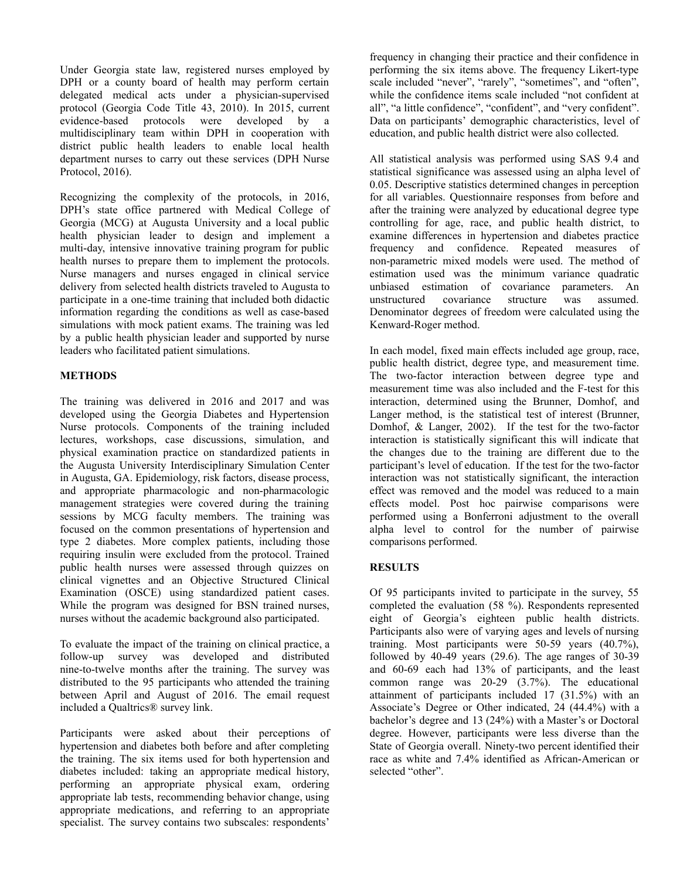Under Georgia state law, registered nurses employed by DPH or a county board of health may perform certain delegated medical acts under a physician-supervised protocol (Georgia Code Title 43, 2010). In 2015, current evidence-based protocols were developed by a multidisciplinary team within DPH in cooperation with district public health leaders to enable local health department nurses to carry out these services (DPH Nurse Protocol, 2016).

Recognizing the complexity of the protocols, in 2016, DPH's state office partnered with Medical College of Georgia (MCG) at Augusta University and a local public health physician leader to design and implement a multi-day, intensive innovative training program for public health nurses to prepare them to implement the protocols. Nurse managers and nurses engaged in clinical service delivery from selected health districts traveled to Augusta to participate in a one-time training that included both didactic information regarding the conditions as well as case-based simulations with mock patient exams. The training was led by a public health physician leader and supported by nurse leaders who facilitated patient simulations.

## METHODS

The training was delivered in 2016 and 2017 and was developed using the Georgia Diabetes and Hypertension Nurse protocols. Components of the training included lectures, workshops, case discussions, simulation, and physical examination practice on standardized patients in the Augusta University Interdisciplinary Simulation Center in Augusta, GA. Epidemiology, risk factors, disease process, and appropriate pharmacologic and non-pharmacologic management strategies were covered during the training sessions by MCG faculty members. The training was focused on the common presentations of hypertension and type 2 diabetes. More complex patients, including those requiring insulin were excluded from the protocol. Trained public health nurses were assessed through quizzes on clinical vignettes and an Objective Structured Clinical Examination (OSCE) using standardized patient cases. While the program was designed for BSN trained nurses, nurses without the academic background also participated.

To evaluate the impact of the training on clinical practice, a follow-up survey was developed and distributed nine-to-twelve months after the training. The survey was distributed to the 95 participants who attended the training between April and August of 2016. The email request included a Qualtrics® survey link.

Participants were asked about their perceptions of hypertension and diabetes both before and after completing the training. The six items used for both hypertension and diabetes included: taking an appropriate medical history, performing an appropriate physical exam, ordering appropriate lab tests, recommending behavior change, using appropriate medications, and referring to an appropriate specialist. The survey contains two subscales: respondents' frequency in changing their practice and their confidence in performing the six items above. The frequency Likert-type scale included "never", "rarely", "sometimes", and "often", while the confidence items scale included "not confident at all", "a little confidence", "confident", and "very confident". Data on participants' demographic characteristics, level of education, and public health district were also collected.

All statistical analysis was performed using SAS 9.4 and statistical significance was assessed using an alpha level of 0.05. Descriptive statistics determined changes in perception for all variables. Questionnaire responses from before and after the training were analyzed by educational degree type controlling for age, race, and public health district, to examine differences in hypertension and diabetes practice frequency and confidence. Repeated measures of non-parametric mixed models were used. The method of estimation used was the minimum variance quadratic unbiased estimation of covariance parameters. An unstructured covariance structure was assumed. Denominator degrees of freedom were calculated using the Kenward-Roger method.

In each model, fixed main effects included age group, race, public health district, degree type, and measurement time. The two-factor interaction between degree type and measurement time was also included and the F-test for this interaction, determined using the Brunner, Domhof, and Langer method, is the statistical test of interest (Brunner, Domhof, & Langer, 2002). If the test for the two-factor interaction is statistically significant this will indicate that the changes due to the training are different due to the participant's level of education. If the test for the two-factor interaction was not statistically significant, the interaction effect was removed and the model was reduced to a main effects model. Post hoc pairwise comparisons were performed using a Bonferroni adjustment to the overall alpha level to control for the number of pairwise comparisons performed.

## RESULTS

Of 95 participants invited to participate in the survey, 55 completed the evaluation (58 %). Respondents represented eight of Georgia's eighteen public health districts. Participants also were of varying ages and levels of nursing training. Most participants were 50-59 years (40.7%), followed by 40-49 years (29.6). The age ranges of 30-39 and 60-69 each had 13% of participants, and the least common range was 20-29 (3.7%). The educational attainment of participants included 17 (31.5%) with an Associate's Degree or Other indicated, 24 (44.4%) with a bachelor's degree and 13 (24%) with a Master's or Doctoral degree. However, participants were less diverse than the State of Georgia overall. Ninety-two percent identified their race as white and 7.4% identified as African-American or selected "other".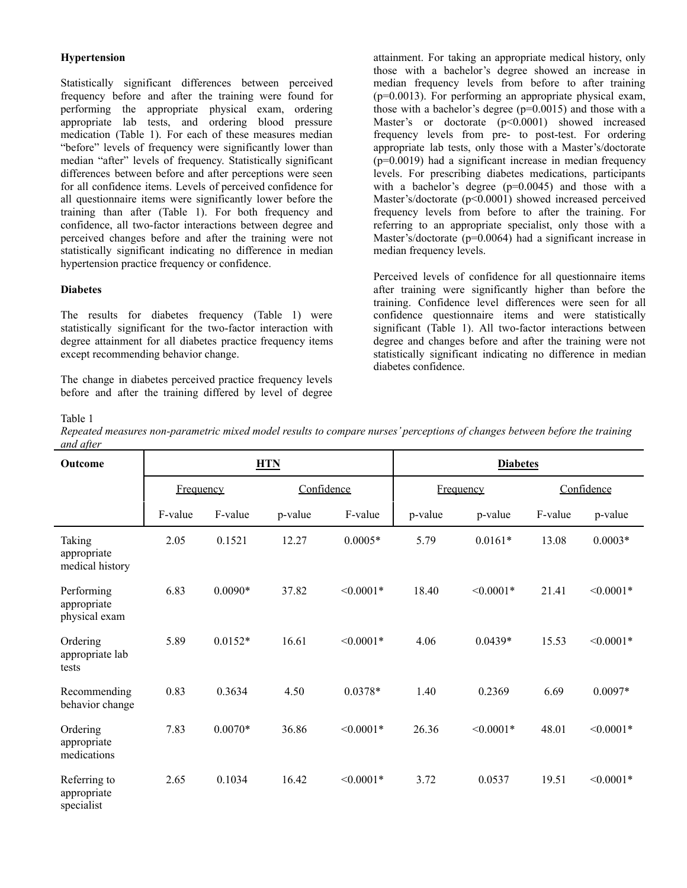### Hypertension

Statistically significant differences between perceived frequency before and after the training were found for performing the appropriate physical exam, ordering appropriate lab tests, and ordering blood pressure medication (Table 1). For each of these measures median "before" levels of frequency were significantly lower than median "after" levels of frequency. Statistically significant differences between before and after perceptions were seen for all confidence items. Levels of perceived confidence for all questionnaire items were significantly lower before the training than after (Table 1). For both frequency and confidence, all two-factor interactions between degree and perceived changes before and after the training were not statistically significant indicating no difference in median hypertension practice frequency or confidence.

### Diabetes

The results for diabetes frequency (Table 1) were statistically significant for the two-factor interaction with degree attainment for all diabetes practice frequency items except recommending behavior change.

The change in diabetes perceived practice frequency levels before and after the training differed by level of degree attainment. For taking an appropriate medical history, only those with a bachelor's degree showed an increase in median frequency levels from before to after training (p=0.0013). For performing an appropriate physical exam, those with a bachelor's degree (p=0.0015) and those with a Master's or doctorate (p<0.0001) showed increased frequency levels from pre- to post-test. For ordering appropriate lab tests, only those with a Master's/doctorate (p=0.0019) had a significant increase in median frequency levels. For prescribing diabetes medications, participants with a bachelor's degree (p=0.0045) and those with a Master's/doctorate (p<0.0001) showed increased perceived frequency levels from before to after the training. For referring to an appropriate specialist, only those with a Master's/doctorate (p=0.0064) had a significant increase in median frequency levels.

Perceived levels of confidence for all questionnaire items after training were significantly higher than before the training. Confidence level differences were seen for all confidence questionnaire items and were statistically significant (Table 1). All two-factor interactions between degree and changes before and after the training were not statistically significant indicating no difference in median diabetes confidence.

Table 1

*Repeated measures non-parametric mixed model results to compare nurses' perceptions of changes between before the training and after*

| Outcome | HTN | | | | Diabetes | | | |
|---|---|---|---|---|---|---|---|---|
| | Frequency | | Confidence | | Frequency | | Confidence | |
| | F-value | F-value | p-value | F-value | p-value | p-value | F-value | p-value |
| Taking appropriate medical history | 2.05 | 0.1521 | 12.27 | 0.0005* | 5.79 | 0.0161* | 13.08 | 0.0003* |
| Performing appropriate physical exam | 6.83 | 0.0090* | 37.82 | <0.0001* | 18.40 | <0.0001* | 21.41 | <0.0001* |
| Ordering appropriate lab tests | 5.89 | 0.0152* | 16.61 | <0.0001* | 4.06 | 0.0439* | 15.53 | <0.0001* |
| Recommending behavior change | 0.83 | 0.3634 | 4.50 | 0.0378* | 1.40 | 0.2369 | 6.69 | 0.0097* |
| Ordering appropriate medications | 7.83 | 0.0070* | 36.86 | <0.0001* | 26.36 | <0.0001* | 48.01 | <0.0001* |
| Referring to appropriate specialist | 2.65 | 0.1034 | 16.42 | <0.0001* | 3.72 | 0.0537 | 19.51 | <0.0001* |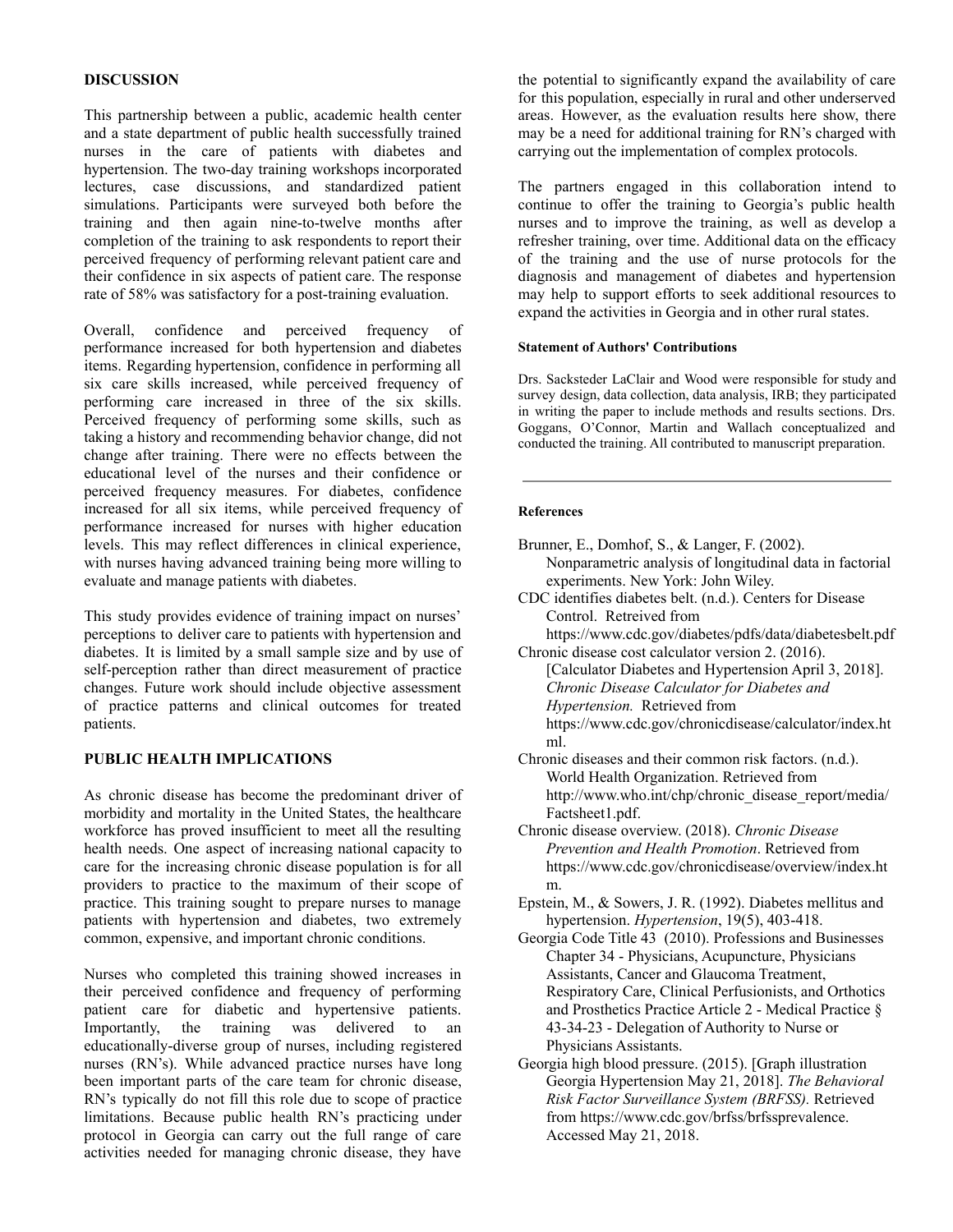## DISCUSSION

This partnership between a public, academic health center and a state department of public health successfully trained nurses in the care of patients with diabetes and hypertension. The two-day training workshops incorporated lectures, case discussions, and standardized patient simulations. Participants were surveyed both before the training and then again nine-to-twelve months after completion of the training to ask respondents to report their perceived frequency of performing relevant patient care and their confidence in six aspects of patient care. The response rate of 58% was satisfactory for a post-training evaluation.

Overall, confidence and perceived frequency of performance increased for both hypertension and diabetes items. Regarding hypertension, confidence in performing all six care skills increased, while perceived frequency of performing care increased in three of the six skills. Perceived frequency of performing some skills, such as taking a history and recommending behavior change, did not change after training. There were no effects between the educational level of the nurses and their confidence or perceived frequency measures. For diabetes, confidence increased for all six items, while perceived frequency of performance increased for nurses with higher education levels. This may reflect differences in clinical experience, with nurses having advanced training being more willing to evaluate and manage patients with diabetes.

This study provides evidence of training impact on nurses' perceptions to deliver care to patients with hypertension and diabetes. It is limited by a small sample size and by use of self-perception rather than direct measurement of practice changes. Future work should include objective assessment of practice patterns and clinical outcomes for treated patients.

## PUBLIC HEALTH IMPLICATIONS

As chronic disease has become the predominant driver of morbidity and mortality in the United States, the healthcare workforce has proved insufficient to meet all the resulting health needs. One aspect of increasing national capacity to care for the increasing chronic disease population is for all providers to practice to the maximum of their scope of practice. This training sought to prepare nurses to manage patients with hypertension and diabetes, two extremely common, expensive, and important chronic conditions.

Nurses who completed this training showed increases in their perceived confidence and frequency of performing patient care for diabetic and hypertensive patients. Importantly, the training was delivered to an educationally-diverse group of nurses, including registered nurses (RN's). While advanced practice nurses have long been important parts of the care team for chronic disease, RN's typically do not fill this role due to scope of practice limitations. Because public health RN's practicing under protocol in Georgia can carry out the full range of care activities needed for managing chronic disease, they have the potential to significantly expand the availability of care for this population, especially in rural and other underserved areas. However, as the evaluation results here show, there may be a need for additional training for RN's charged with carrying out the implementation of complex protocols.

The partners engaged in this collaboration intend to continue to offer the training to Georgia's public health nurses and to improve the training, as well as develop a refresher training, over time. Additional data on the efficacy of the training and the use of nurse protocols for the diagnosis and management of diabetes and hypertension may help to support efforts to seek additional resources to expand the activities in Georgia and in other rural states.

#### Statement of Authors' Contributions

Drs. Sacksteder LaClair and Wood were responsible for study and survey design, data collection, data analysis, IRB; they participated in writing the paper to include methods and results sections. Drs. Goggans, O'Connor, Martin and Wallach conceptualized and conducted the training. All contributed to manuscript preparation.

---

#### References

Brunner, E., Domhof, S., & Langer, F. (2002). Nonparametric analysis of longitudinal data in factorial experiments. New York: John Wiley.

CDC identifies diabetes belt. (n.d.). Centers for Disease Control. Retreived from https://www.cdc.gov/diabetes/pdfs/data/diabetesbelt.pdf

Chronic disease cost calculator version 2. (2016). [Calculator Diabetes and Hypertension April 3, 2018]. *Chronic Disease Calculator for Diabetes and Hypertension.* Retrieved from https://www.cdc.gov/chronicdisease/calculator/index.html.

Chronic diseases and their common risk factors. (n.d.). World Health Organization. Retrieved from http://www.who.int/chp/chronic_disease_report/media/Factsheet1.pdf.

Chronic disease overview. (2018). *Chronic Disease Prevention and Health Promotion*. Retrieved from https://www.cdc.gov/chronicdisease/overview/index.htm.

Epstein, M., & Sowers, J. R. (1992). Diabetes mellitus and hypertension. *Hypertension*, 19(5), 403-418.

Georgia Code Title 43 (2010). Professions and Businesses Chapter 34 - Physicians, Acupuncture, Physicians Assistants, Cancer and Glaucoma Treatment, Respiratory Care, Clinical Perfusionists, and Orthotics and Prosthetics Practice Article 2 - Medical Practice § 43-34-23 - Delegation of Authority to Nurse or Physicians Assistants.

Georgia high blood pressure. (2015). [Graph illustration Georgia Hypertension May 21, 2018]. *The Behavioral Risk Factor Surveillance System (BRFSS).* Retrieved from https://www.cdc.gov/brfss/brfssprevalence. Accessed May 21, 2018.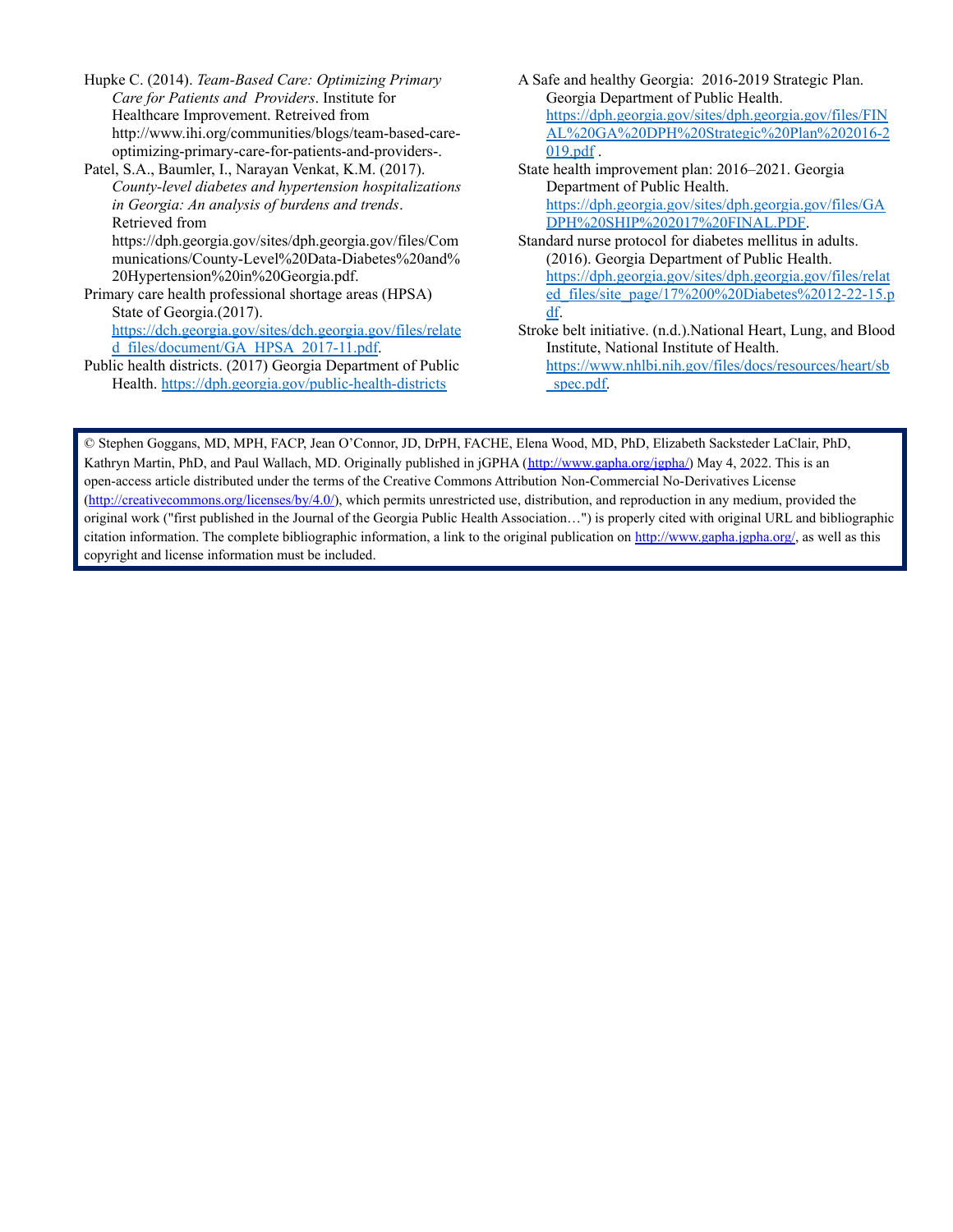Hupke C. (2014). *Team-Based Care: Optimizing Primary Care for Patients and Providers*. Institute for Healthcare Improvement. Retreived from http://www.ihi.org/communities/blogs/team-based-care-optimizing-primary-care-for-patients-and-providers-.

Patel, S.A., Baumler, I., Narayan Venkat, K.M. (2017). *County-level diabetes and hypertension hospitalizations in Georgia: An analysis of burdens and trends*. Retrieved from https://dph.georgia.gov/sites/dph.georgia.gov/files/Communications/County-Level%20Data-Diabetes%20and%20Hypertension%20in%20Georgia.pdf.

Primary care health professional shortage areas (HPSA) State of Georgia.(2017). https://dch.georgia.gov/sites/dch.georgia.gov/files/related_files/document/GA_HPSA_2017-11.pdf.

Public health districts. (2017) Georgia Department of Public Health. https://dph.georgia.gov/public-health-districts

A Safe and healthy Georgia: 2016-2019 Strategic Plan. Georgia Department of Public Health. https://dph.georgia.gov/sites/dph.georgia.gov/files/FINAL%20GA%20DPH%20Strategic%20Plan%202016-2019.pdf .

State health improvement plan: 2016–2021. Georgia Department of Public Health. https://dph.georgia.gov/sites/dph.georgia.gov/files/GADPH%20SHIP%202017%20FINAL.PDF.

Standard nurse protocol for diabetes mellitus in adults. (2016). Georgia Department of Public Health. https://dph.georgia.gov/sites/dph.georgia.gov/files/related_files/site_page/17%200%20Diabetes%2012-22-15.pdf.

Stroke belt initiative. (n.d.).National Heart, Lung, and Blood Institute, National Institute of Health. https://www.nhlbi.nih.gov/files/docs/resources/heart/sb_spec.pdf.

© Stephen Goggans, MD, MPH, FACP, Jean O'Connor, JD, DrPH, FACHE, Elena Wood, MD, PhD, Elizabeth Sacksteder LaClair, PhD, Kathryn Martin, PhD, and Paul Wallach, MD. Originally published in jGPHA (http://www.gapha.org/jgpha/) May 4, 2022. This is an open-access article distributed under the terms of the Creative Commons Attribution Non-Commercial No-Derivatives License (http://creativecommons.org/licenses/by/4.0/), which permits unrestricted use, distribution, and reproduction in any medium, provided the original work ("first published in the Journal of the Georgia Public Health Association…") is properly cited with original URL and bibliographic citation information. The complete bibliographic information, a link to the original publication on http://www.gapha.jgpha.org/, as well as this copyright and license information must be included.